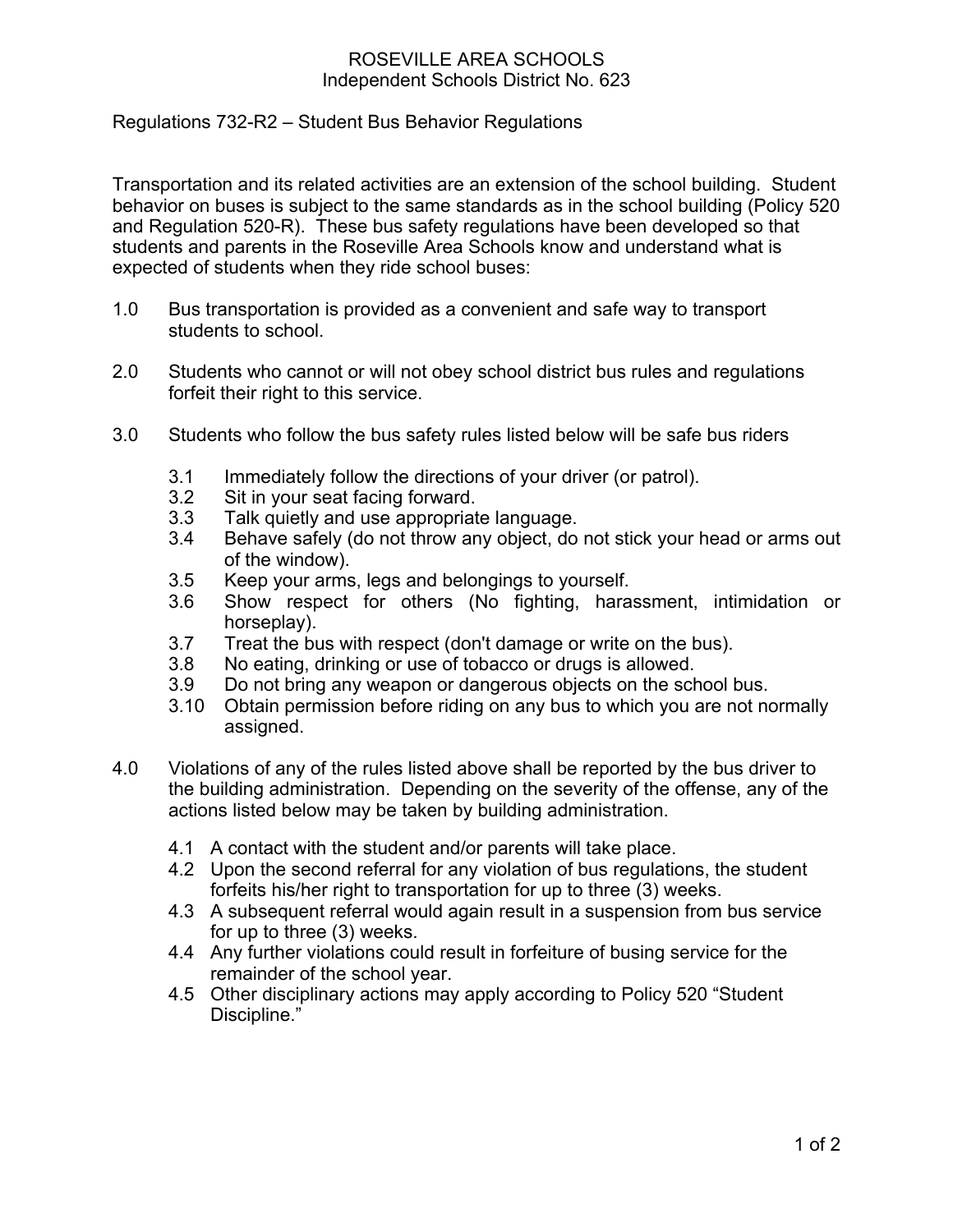ROSEVILLE AREA SCHOOLS
Independent Schools District No. 623

## Regulations 732-R2 – Student Bus Behavior Regulations

Transportation and its related activities are an extension of the school building. Student behavior on buses is subject to the same standards as in the school building (Policy 520 and Regulation 520-R). These bus safety regulations have been developed so that students and parents in the Roseville Area Schools know and understand what is expected of students when they ride school buses:

1.0 Bus transportation is provided as a convenient and safe way to transport students to school.

2.0 Students who cannot or will not obey school district bus rules and regulations forfeit their right to this service.

3.0 Students who follow the bus safety rules listed below will be safe bus riders

- 3.1 Immediately follow the directions of your driver (or patrol).
- 3.2 Sit in your seat facing forward.
- 3.3 Talk quietly and use appropriate language.
- 3.4 Behave safely (do not throw any object, do not stick your head or arms out of the window).
- 3.5 Keep your arms, legs and belongings to yourself.
- 3.6 Show respect for others (No fighting, harassment, intimidation or horseplay).
- 3.7 Treat the bus with respect (don't damage or write on the bus).
- 3.8 No eating, drinking or use of tobacco or drugs is allowed.
- 3.9 Do not bring any weapon or dangerous objects on the school bus.
- 3.10 Obtain permission before riding on any bus to which you are not normally assigned.

4.0 Violations of any of the rules listed above shall be reported by the bus driver to the building administration. Depending on the severity of the offense, any of the actions listed below may be taken by building administration.

- 4.1 A contact with the student and/or parents will take place.
- 4.2 Upon the second referral for any violation of bus regulations, the student forfeits his/her right to transportation for up to three (3) weeks.
- 4.3 A subsequent referral would again result in a suspension from bus service for up to three (3) weeks.
- 4.4 Any further violations could result in forfeiture of busing service for the remainder of the school year.
- 4.5 Other disciplinary actions may apply according to Policy 520 "Student Discipline."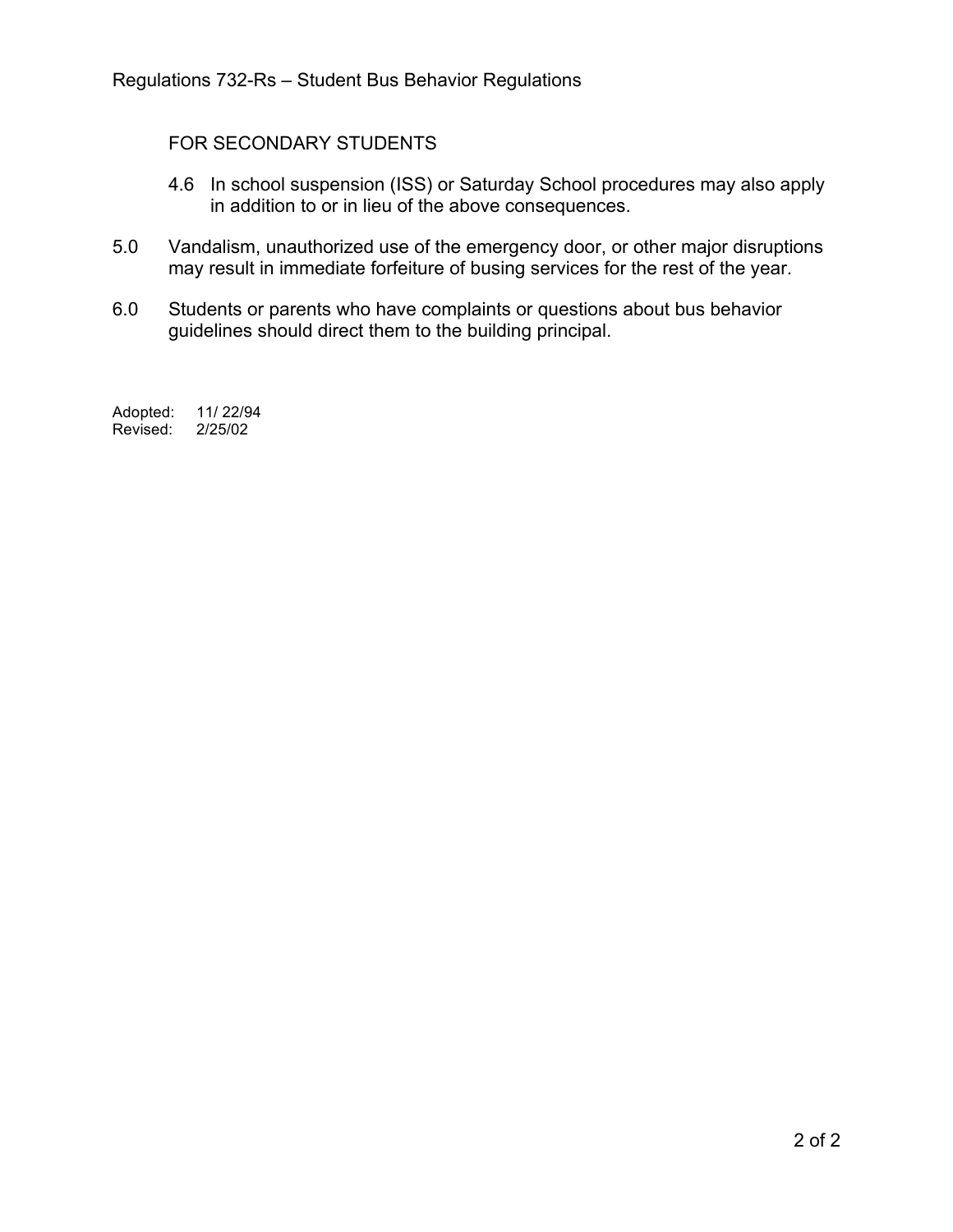FOR SECONDARY STUDENTS

4.6 In school suspension (ISS) or Saturday School procedures may also apply in addition to or in lieu of the above consequences.

5.0 Vandalism, unauthorized use of the emergency door, or other major disruptions may result in immediate forfeiture of busing services for the rest of the year.

6.0 Students or parents who have complaints or questions about bus behavior guidelines should direct them to the building principal.

Adopted: 11/ 22/94
Revised: 2/25/02